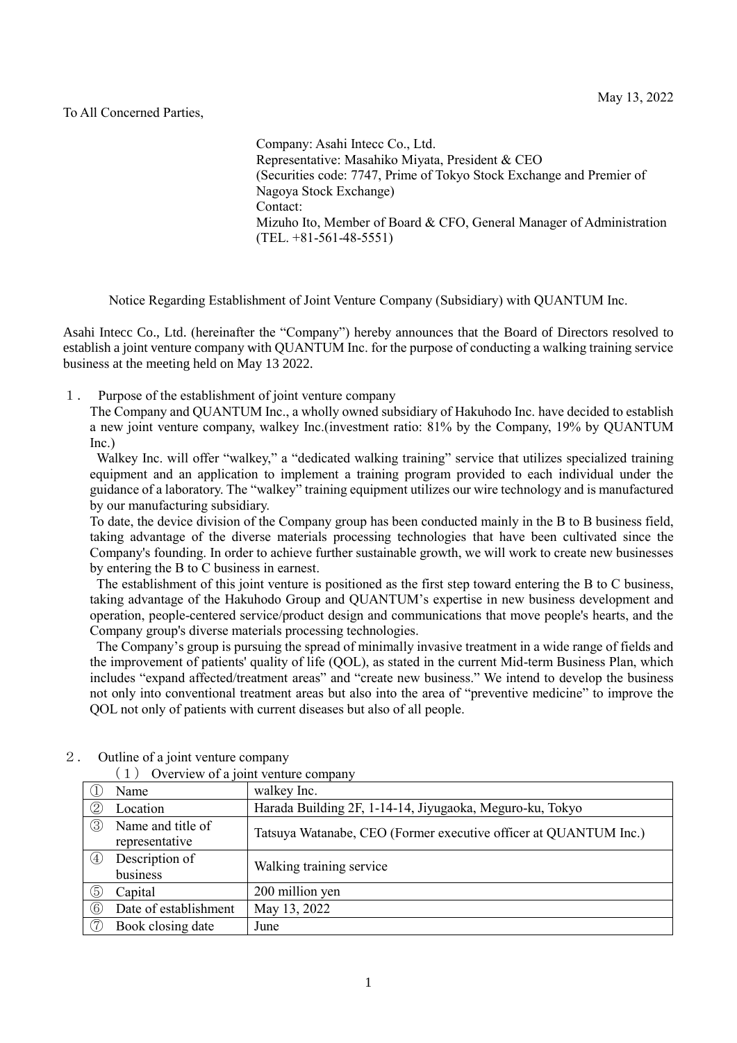May 13, 2022

To All Concerned Parties,

Company: Asahi Intecc Co., Ltd.
Representative: Masahiko Miyata, President & CEO
(Securities code: 7747, Prime of Tokyo Stock Exchange and Premier of Nagoya Stock Exchange)
Contact:
Mizuho Ito, Member of Board & CFO, General Manager of Administration
(TEL. +81-561-48-5551)

# Notice Regarding Establishment of Joint Venture Company (Subsidiary) with QUANTUM Inc.

Asahi Intecc Co., Ltd. (hereinafter the "Company") hereby announces that the Board of Directors resolved to establish a joint venture company with QUANTUM Inc. for the purpose of conducting a walking training service business at the meeting held on May 13 2022.

## １． Purpose of the establishment of joint venture company

The Company and QUANTUM Inc., a wholly owned subsidiary of Hakuhodo Inc. have decided to establish a new joint venture company, walkey Inc.(investment ratio: 81% by the Company, 19% by QUANTUM Inc.)

Walkey Inc. will offer "walkey," a "dedicated walking training" service that utilizes specialized training equipment and an application to implement a training program provided to each individual under the guidance of a laboratory. The "walkey" training equipment utilizes our wire technology and is manufactured by our manufacturing subsidiary.

To date, the device division of the Company group has been conducted mainly in the B to B business field, taking advantage of the diverse materials processing technologies that have been cultivated since the Company's founding. In order to achieve further sustainable growth, we will work to create new businesses by entering the B to C business in earnest.

The establishment of this joint venture is positioned as the first step toward entering the B to C business, taking advantage of the Hakuhodo Group and QUANTUM's expertise in new business development and operation, people-centered service/product design and communications that move people's hearts, and the Company group's diverse materials processing technologies.

The Company's group is pursuing the spread of minimally invasive treatment in a wide range of fields and the improvement of patients' quality of life (QOL), as stated in the current Mid-term Business Plan, which includes "expand affected/treatment areas" and "create new business." We intend to develop the business not only into conventional treatment areas but also into the area of "preventive medicine" to improve the QOL not only of patients with current diseases but also of all people.

## ２． Outline of a joint venture company

### （1） Overview of a joint venture company

| Item | Details |
|---|---|
| ① Name | walkey Inc. |
| ② Location | Harada Building 2F, 1-14-14, Jiyugaoka, Meguro-ku, Tokyo |
| ③ Name and title of representative | Tatsuya Watanabe, CEO (Former executive officer at QUANTUM Inc.) |
| ④ Description of business | Walking training service |
| ⑤ Capital | 200 million yen |
| ⑥ Date of establishment | May 13, 2022 |
| ⑦ Book closing date | June |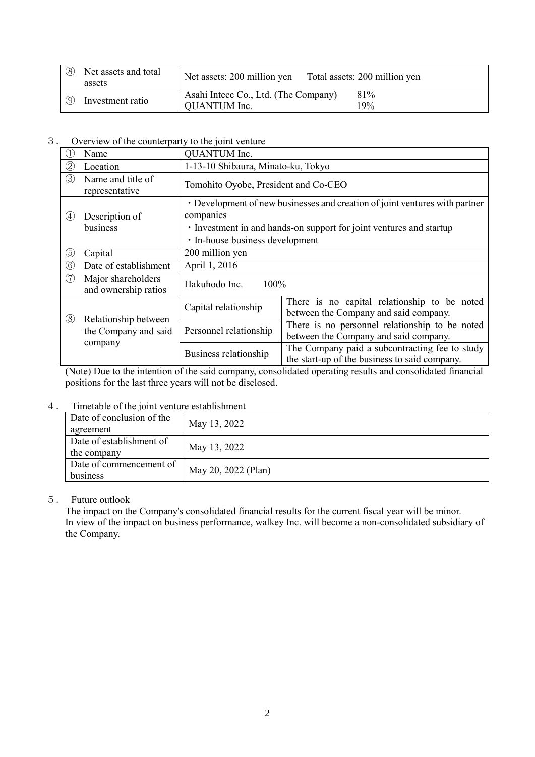| | | |
|---|---|---|
| ⑧ | Net assets and total assets | Net assets: 200 million yen　　Total assets: 200 million yen |
| ⑨ | Investment ratio | Asahi Intecc Co., Ltd. (The Company)　81%<br>QUANTUM Inc.　19% |

３． Overview of the counterparty to the joint venture

| | | | |
|---|---|---|---|
| ① | Name | QUANTUM Inc. | |
| ② | Location | 1-13-10 Shibaura, Minato-ku, Tokyo | |
| ③ | Name and title of representative | Tomohito Oyobe, President and Co-CEO | |
| ④ | Description of business | ・Development of new businesses and creation of joint ventures with partner companies<br>・Investment in and hands-on support for joint ventures and startup<br>・In-house business development | |
| ⑤ | Capital | 200 million yen | |
| ⑥ | Date of establishment | April 1, 2016 | |
| ⑦ | Major shareholders and ownership ratios | Hakuhodo Inc.　100% | |
| ⑧ | Relationship between the Company and said company | Capital relationship | There is no capital relationship to be noted between the Company and said company. |
| | | Personnel relationship | There is no personnel relationship to be noted between the Company and said company. |
| | | Business relationship | The Company paid a subcontracting fee to study the start-up of the business to said company. |

(Note) Due to the intention of the said company, consolidated operating results and consolidated financial positions for the last three years will not be disclosed.

４． Timetable of the joint venture establishment

| | |
|---|---|
| Date of conclusion of the agreement | May 13, 2022 |
| Date of establishment of the company | May 13, 2022 |
| Date of commencement of business | May 20, 2022 (Plan) |

５． Future outlook

The impact on the Company's consolidated financial results for the current fiscal year will be minor.
In view of the impact on business performance, walkey Inc. will become a non-consolidated subsidiary of the Company.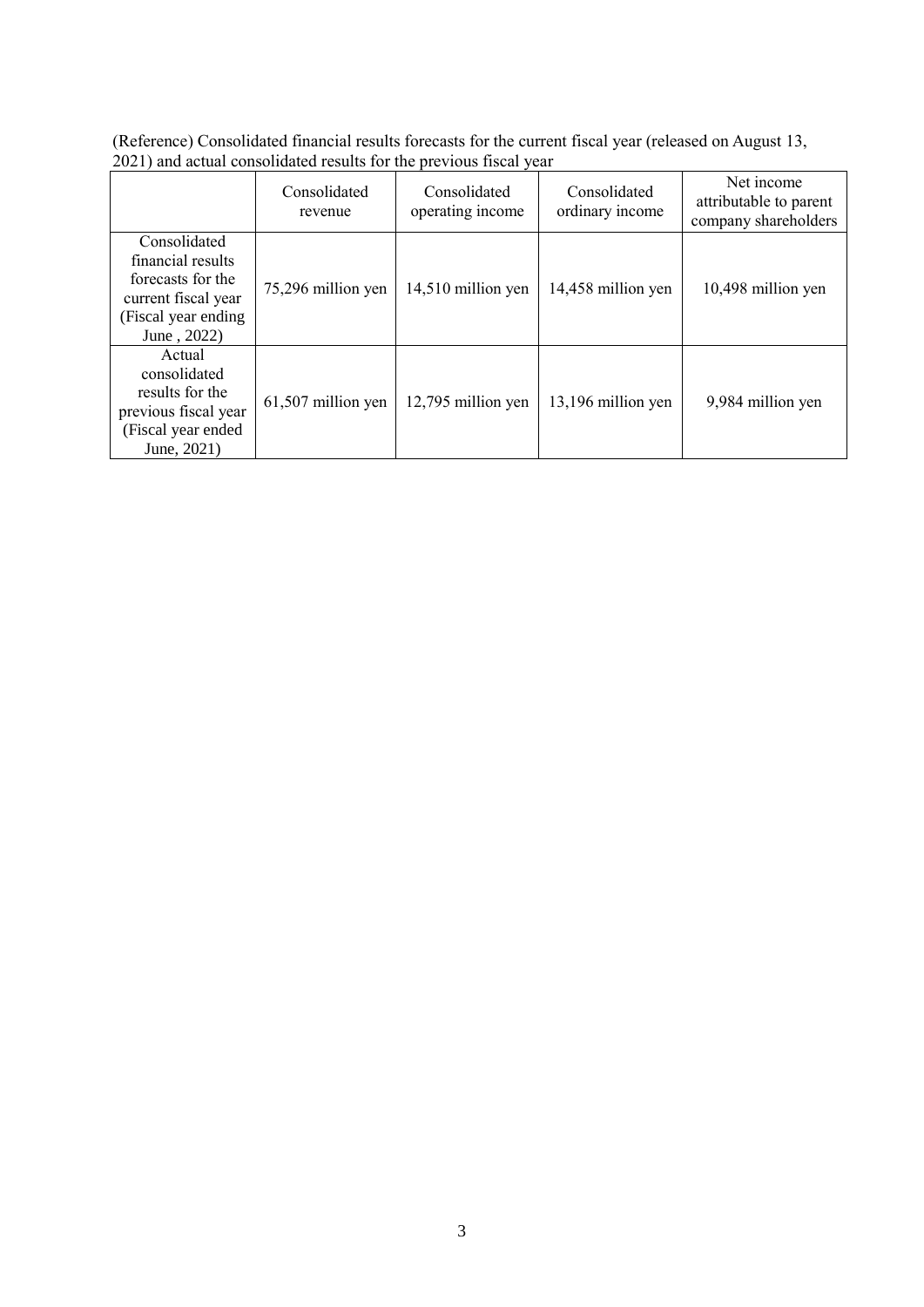(Reference) Consolidated financial results forecasts for the current fiscal year (released on August 13, 2021) and actual consolidated results for the previous fiscal year

| | Consolidated revenue | Consolidated operating income | Consolidated ordinary income | Net income attributable to parent company shareholders |
|---|---|---|---|---|
| Consolidated financial results forecasts for the current fiscal year (Fiscal year ending June , 2022) | 75,296 million yen | 14,510 million yen | 14,458 million yen | 10,498 million yen |
| Actual consolidated results for the previous fiscal year (Fiscal year ended June, 2021) | 61,507 million yen | 12,795 million yen | 13,196 million yen | 9,984 million yen |